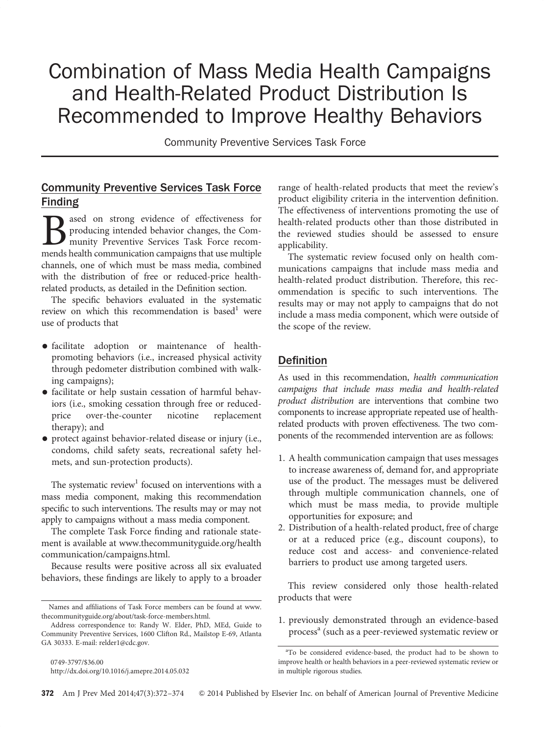# Combination of Mass Media Health Campaigns and Health-Related Product Distribution Is Recommended to Improve Healthy Behaviors

Community Preventive Services Task Force

## Community Preventive Services Task Force Finding

Based on strong evidence of effectiveness for producing intended behavior changes, the Community Preventive Services Task Force recommends health communication campaigns that use multiple channels, one of which must be mass media, combined with the distribution of free or reduced-price health-related products, as detailed in the Definition section.

The specific behaviors evaluated in the systematic review on which this recommendation is based[1] were use of products that

- facilitate adoption or maintenance of health-promoting behaviors (i.e., increased physical activity through pedometer distribution combined with walking campaigns);
- facilitate or help sustain cessation of harmful behaviors (i.e., smoking cessation through free or reduced-price over-the-counter nicotine replacement therapy); and
- protect against behavior-related disease or injury (i.e., condoms, child safety seats, recreational safety helmets, and sun-protection products).

The systematic review[1] focused on interventions with a mass media component, making this recommendation specific to such interventions. The results may or may not apply to campaigns without a mass media component.

The complete Task Force finding and rationale statement is available at www.thecommunityguide.org/healthcommunication/campaigns.html.

Because results were positive across all six evaluated behaviors, these findings are likely to apply to a broader range of health-related products that meet the review's product eligibility criteria in the intervention definition. The effectiveness of interventions promoting the use of health-related products other than those distributed in the reviewed studies should be assessed to ensure applicability.

The systematic review focused only on health communications campaigns that include mass media and health-related product distribution. Therefore, this recommendation is specific to such interventions. The results may or may not apply to campaigns that do not include a mass media component, which were outside of the scope of the review.

## Definition

As used in this recommendation, *health communication campaigns that include mass media and health-related product distribution* are interventions that combine two components to increase appropriate repeated use of health-related products with proven effectiveness. The two components of the recommended intervention are as follows:

1. A health communication campaign that uses messages to increase awareness of, demand for, and appropriate use of the product. The messages must be delivered through multiple communication channels, one of which must be mass media, to provide multiple opportunities for exposure; and
2. Distribution of a health-related product, free of charge or at a reduced price (e.g., discount coupons), to reduce cost and access- and convenience-related barriers to product use among targeted users.

This review considered only those health-related products that were

1. previously demonstrated through an evidence-based process[a] (such as a peer-reviewed systematic review or

[a]To be considered evidence-based, the product had to be shown to improve health or health behaviors in a peer-reviewed systematic review or in multiple rigorous studies.

Names and affiliations of Task Force members can be found at www.thecommunityguide.org/about/task-force-members.html.

Address correspondence to: Randy W. Elder, PhD, MEd, Guide to Community Preventive Services, 1600 Clifton Rd., Mailstop E-69, Atlanta GA 30333. E-mail: relder1@cdc.gov.

0749-3797/$36.00
http://dx.doi.org/10.1016/j.amepre.2014.05.032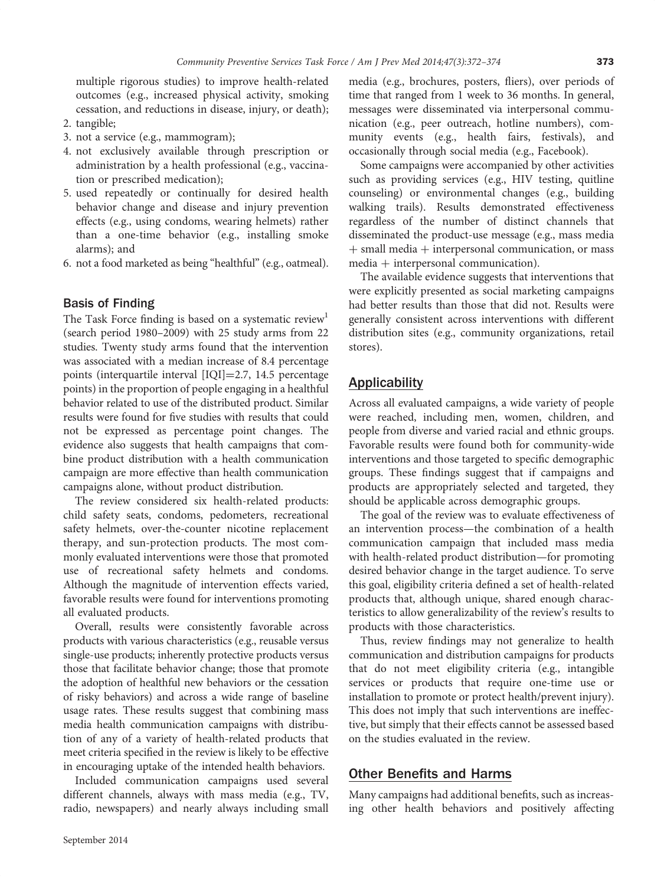multiple rigorous studies) to improve health-related outcomes (e.g., increased physical activity, smoking cessation, and reductions in disease, injury, or death);

2. tangible;
3. not a service (e.g., mammogram);
4. not exclusively available through prescription or administration by a health professional (e.g., vaccination or prescribed medication);
5. used repeatedly or continually for desired health behavior change and disease and injury prevention effects (e.g., using condoms, wearing helmets) rather than a one-time behavior (e.g., installing smoke alarms); and
6. not a food marketed as being "healthful" (e.g., oatmeal).

### Basis of Finding

The Task Force finding is based on a systematic review[1] (search period 1980–2009) with 25 study arms from 22 studies. Twenty study arms found that the intervention was associated with a median increase of 8.4 percentage points (interquartile interval [IQI]=2.7, 14.5 percentage points) in the proportion of people engaging in a healthful behavior related to use of the distributed product. Similar results were found for five studies with results that could not be expressed as percentage point changes. The evidence also suggests that health campaigns that combine product distribution with a health communication campaign are more effective than health communication campaigns alone, without product distribution.

The review considered six health-related products: child safety seats, condoms, pedometers, recreational safety helmets, over-the-counter nicotine replacement therapy, and sun-protection products. The most commonly evaluated interventions were those that promoted use of recreational safety helmets and condoms. Although the magnitude of intervention effects varied, favorable results were found for interventions promoting all evaluated products.

Overall, results were consistently favorable across products with various characteristics (e.g., reusable versus single-use products; inherently protective products versus those that facilitate behavior change; those that promote the adoption of healthful new behaviors or the cessation of risky behaviors) and across a wide range of baseline usage rates. These results suggest that combining mass media health communication campaigns with distribution of any of a variety of health-related products that meet criteria specified in the review is likely to be effective in encouraging uptake of the intended health behaviors.

Included communication campaigns used several different channels, always with mass media (e.g., TV, radio, newspapers) and nearly always including small media (e.g., brochures, posters, fliers), over periods of time that ranged from 1 week to 36 months. In general, messages were disseminated via interpersonal communication (e.g., peer outreach, hotline numbers), community events (e.g., health fairs, festivals), and occasionally through social media (e.g., Facebook).

Some campaigns were accompanied by other activities such as providing services (e.g., HIV testing, quitline counseling) or environmental changes (e.g., building walking trails). Results demonstrated effectiveness regardless of the number of distinct channels that disseminated the product-use message (e.g., mass media + small media + interpersonal communication, or mass media + interpersonal communication).

The available evidence suggests that interventions that were explicitly presented as social marketing campaigns had better results than those that did not. Results were generally consistent across interventions with different distribution sites (e.g., community organizations, retail stores).

## Applicability

Across all evaluated campaigns, a wide variety of people were reached, including men, women, children, and people from diverse and varied racial and ethnic groups. Favorable results were found both for community-wide interventions and those targeted to specific demographic groups. These findings suggest that if campaigns and products are appropriately selected and targeted, they should be applicable across demographic groups.

The goal of the review was to evaluate effectiveness of an intervention process—the combination of a health communication campaign that included mass media with health-related product distribution—for promoting desired behavior change in the target audience. To serve this goal, eligibility criteria defined a set of health-related products that, although unique, shared enough characteristics to allow generalizability of the review's results to products with those characteristics.

Thus, review findings may not generalize to health communication and distribution campaigns for products that do not meet eligibility criteria (e.g., intangible services or products that require one-time use or installation to promote or protect health/prevent injury). This does not imply that such interventions are ineffective, but simply that their effects cannot be assessed based on the studies evaluated in the review.

## Other Benefits and Harms

Many campaigns had additional benefits, such as increasing other health behaviors and positively affecting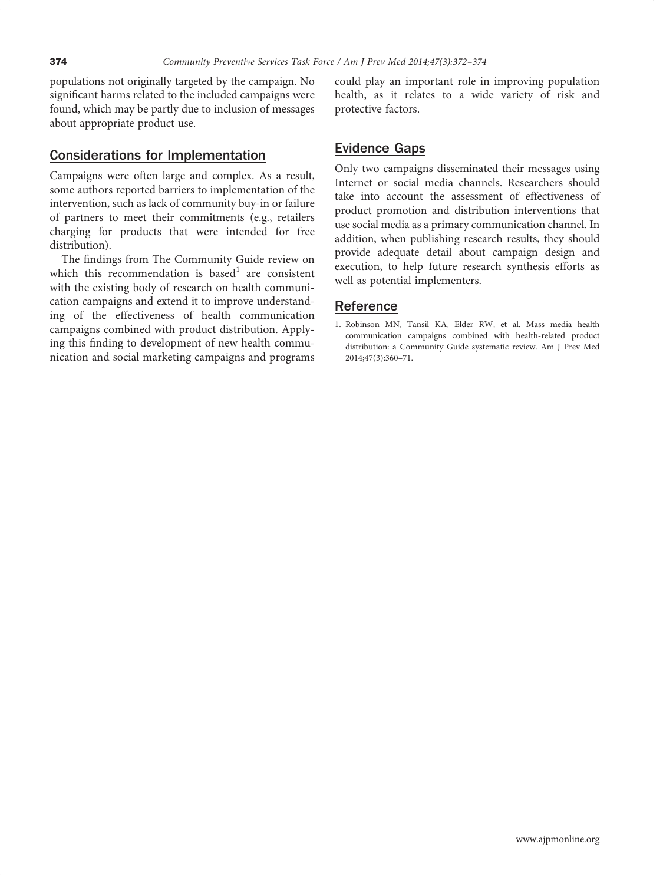populations not originally targeted by the campaign. No significant harms related to the included campaigns were found, which may be partly due to inclusion of messages about appropriate product use.

## Considerations for Implementation

Campaigns were often large and complex. As a result, some authors reported barriers to implementation of the intervention, such as lack of community buy-in or failure of partners to meet their commitments (e.g., retailers charging for products that were intended for free distribution).

The findings from The Community Guide review on which this recommendation is based[1] are consistent with the existing body of research on health communication campaigns and extend it to improve understanding of the effectiveness of health communication campaigns combined with product distribution. Applying this finding to development of new health communication and social marketing campaigns and programs could play an important role in improving population health, as it relates to a wide variety of risk and protective factors.

## Evidence Gaps

Only two campaigns disseminated their messages using Internet or social media channels. Researchers should take into account the assessment of effectiveness of product promotion and distribution interventions that use social media as a primary communication channel. In addition, when publishing research results, they should provide adequate detail about campaign design and execution, to help future research synthesis efforts as well as potential implementers.

## Reference

1. Robinson MN, Tansil KA, Elder RW, et al. Mass media health communication campaigns combined with health-related product distribution: a Community Guide systematic review. Am J Prev Med 2014;47(3):360–71.